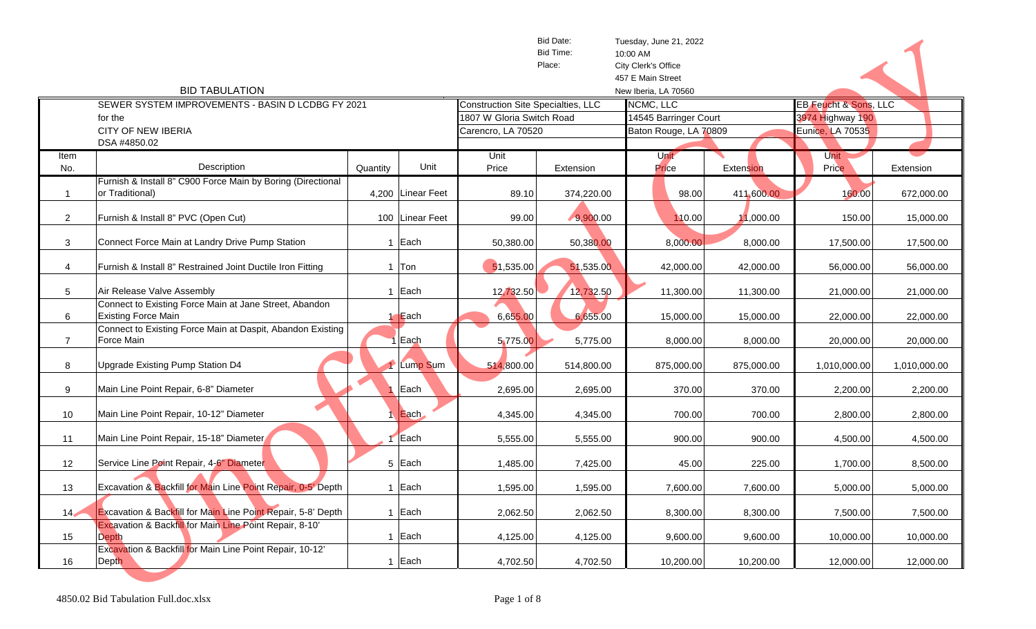Bid Date: Tuesday, June 21, 2022
Bid Time: 10:00 AM
Place: City Clerk's Office
457 E Main Street
New Iberia, LA 70560

## BID TABULATION

Unofficial Copy

| | SEWER SYSTEM IMPROVEMENTS - BASIN D LCDBG FY 2021 for the CITY OF NEW IBERIA DSA #4850.02 | | | Construction Site Specialties, LLC 1807 W Gloria Switch Road Carencro, LA 70520 | | NCMC, LLC 14545 Barringer Court Baton Rouge, LA 70809 | | EB Feucht & Sons, LLC 3974 Highway 190 Eunice, LA 70535 | |
|---|---|---|---|---|---|---|---|---|---|
| Item No. | Description | Quantity | Unit | Unit Price | Extension | Unit Price | Extension | Unit Price | Extension |
| 1 | Furnish & Install 8" C900 Force Main by Boring (Directional or Traditional) | 4,200 | Linear Feet | 89.10 | 374,220.00 | 98.00 | 411,600.00 | 160.00 | 672,000.00 |
| 2 | Furnish & Install 8" PVC (Open Cut) | 100 | Linear Feet | 99.00 | 9,900.00 | 110.00 | 11,000.00 | 150.00 | 15,000.00 |
| 3 | Connect Force Main at Landry Drive Pump Station | 1 | Each | 50,380.00 | 50,380.00 | 8,000.00 | 8,000.00 | 17,500.00 | 17,500.00 |
| 4 | Furnish & Install 8" Restrained Joint Ductile Iron Fitting | 1 | Ton | 51,535.00 | 51,535.00 | 42,000.00 | 42,000.00 | 56,000.00 | 56,000.00 |
| 5 | Air Release Valve Assembly | 1 | Each | 12,732.50 | 12,732.50 | 11,300.00 | 11,300.00 | 21,000.00 | 21,000.00 |
| 6 | Connect to Existing Force Main at Jane Street, Abandon Existing Force Main | 1 | Each | 6,655.00 | 6,655.00 | 15,000.00 | 15,000.00 | 22,000.00 | 22,000.00 |
| 7 | Connect to Existing Force Main at Daspit, Abandon Existing Force Main | 1 | Each | 5,775.00 | 5,775.00 | 8,000.00 | 8,000.00 | 20,000.00 | 20,000.00 |
| 8 | Upgrade Existing Pump Station D4 | 1 | Lump Sum | 514,800.00 | 514,800.00 | 875,000.00 | 875,000.00 | 1,010,000.00 | 1,010,000.00 |
| 9 | Main Line Point Repair, 6-8" Diameter | 1 | Each | 2,695.00 | 2,695.00 | 370.00 | 370.00 | 2,200.00 | 2,200.00 |
| 10 | Main Line Point Repair, 10-12" Diameter | 1 | Each | 4,345.00 | 4,345.00 | 700.00 | 700.00 | 2,800.00 | 2,800.00 |
| 11 | Main Line Point Repair, 15-18" Diameter | 1 | Each | 5,555.00 | 5,555.00 | 900.00 | 900.00 | 4,500.00 | 4,500.00 |
| 12 | Service Line Point Repair, 4-6" Diameter | 5 | Each | 1,485.00 | 7,425.00 | 45.00 | 225.00 | 1,700.00 | 8,500.00 |
| 13 | Excavation & Backfill for Main Line Point Repair, 0-5' Depth | 1 | Each | 1,595.00 | 1,595.00 | 7,600.00 | 7,600.00 | 5,000.00 | 5,000.00 |
| 14 | Excavation & Backfill for Main Line Point Repair, 5-8' Depth | 1 | Each | 2,062.50 | 2,062.50 | 8,300.00 | 8,300.00 | 7,500.00 | 7,500.00 |
| 15 | Excavation & Backfill for Main Line Point Repair, 8-10' Depth | 1 | Each | 4,125.00 | 4,125.00 | 9,600.00 | 9,600.00 | 10,000.00 | 10,000.00 |
| 16 | Excavation & Backfill for Main Line Point Repair, 10-12' Depth | 1 | Each | 4,702.50 | 4,702.50 | 10,200.00 | 10,200.00 | 12,000.00 | 12,000.00 |

4850.02 Bid Tabulation Full.doc.xlsx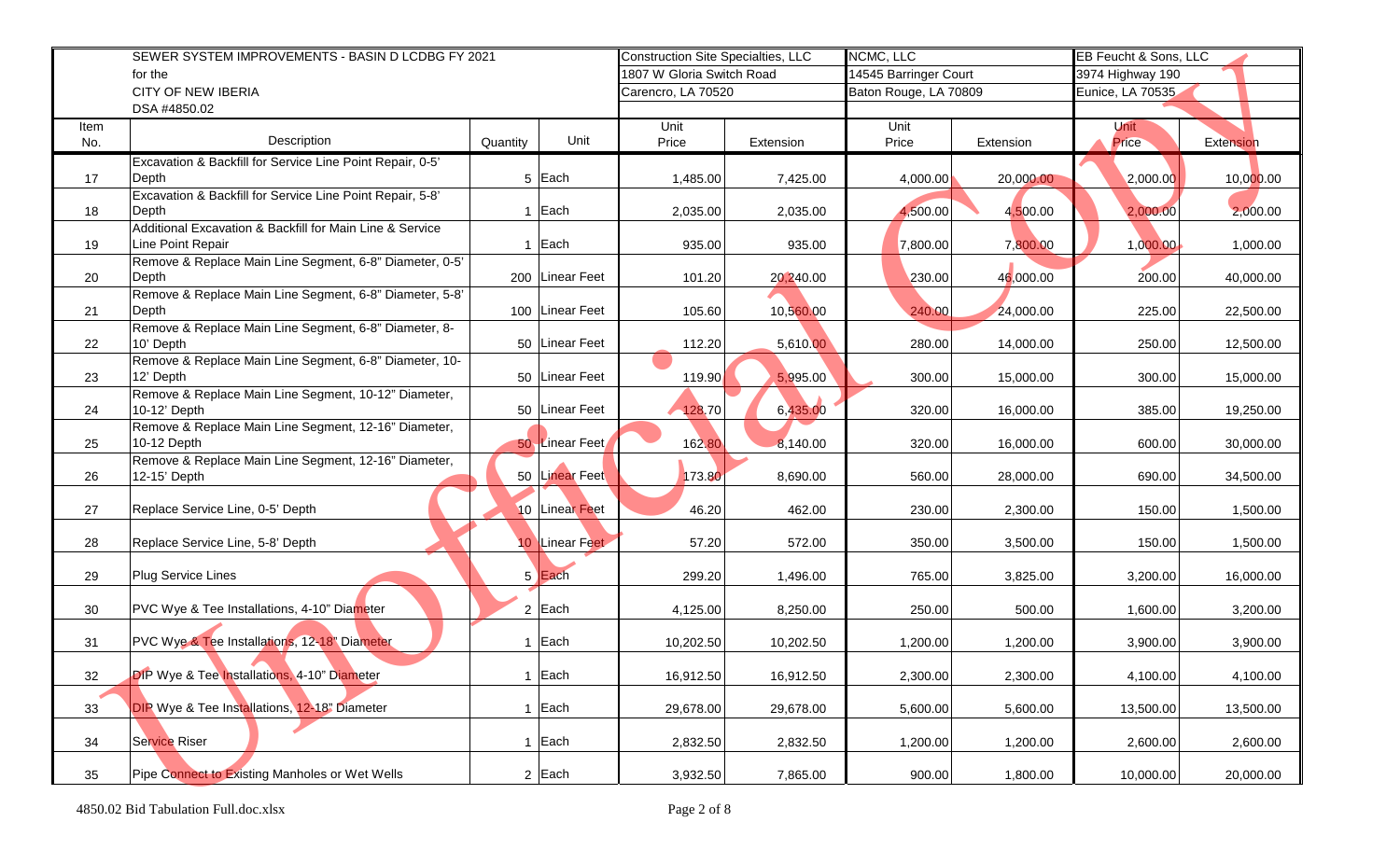| | SEWER SYSTEM IMPROVEMENTS - BASIN D LCDBG FY 2021 for the CITY OF NEW IBERIA DSA #4850.02 | | | Construction Site Specialties, LLC 1807 W Gloria Switch Road Carencro, LA 70520 | | NCMC, LLC 14545 Barringer Court Baton Rouge, LA 70809 | | EB Feucht & Sons, LLC 3974 Highway 190 Eunice, LA 70535 | |
|---|---|---|---|---|---|---|---|---|---|
| Item No. | Description | Quantity | Unit | Unit Price | Extension | Unit Price | Extension | Unit Price | Extension |
| 17 | Excavation & Backfill for Service Line Point Repair, 0-5' Depth | 5 | Each | 1,485.00 | 7,425.00 | 4,000.00 | 20,000.00 | 2,000.00 | 10,000.00 |
| 18 | Excavation & Backfill for Service Line Point Repair, 5-8' Depth | 1 | Each | 2,035.00 | 2,035.00 | 4,500.00 | 4,500.00 | 2,000.00 | 2,000.00 |
| 19 | Additional Excavation & Backfill for Main Line & Service Line Point Repair | 1 | Each | 935.00 | 935.00 | 7,800.00 | 7,800.00 | 1,000.00 | 1,000.00 |
| 20 | Remove & Replace Main Line Segment, 6-8" Diameter, 0-5' Depth | 200 | Linear Feet | 101.20 | 20,240.00 | 230.00 | 46,000.00 | 200.00 | 40,000.00 |
| 21 | Remove & Replace Main Line Segment, 6-8" Diameter, 5-8' Depth | 100 | Linear Feet | 105.60 | 10,560.00 | 240.00 | 24,000.00 | 225.00 | 22,500.00 |
| 22 | Remove & Replace Main Line Segment, 6-8" Diameter, 8-10' Depth | 50 | Linear Feet | 112.20 | 5,610.00 | 280.00 | 14,000.00 | 250.00 | 12,500.00 |
| 23 | Remove & Replace Main Line Segment, 6-8" Diameter, 10-12' Depth | 50 | Linear Feet | 119.90 | 5,995.00 | 300.00 | 15,000.00 | 300.00 | 15,000.00 |
| 24 | Remove & Replace Main Line Segment, 10-12" Diameter, 10-12' Depth | 50 | Linear Feet | 128.70 | 6,435.00 | 320.00 | 16,000.00 | 385.00 | 19,250.00 |
| 25 | Remove & Replace Main Line Segment, 12-16" Diameter, 10-12 Depth | 50 | Linear Feet | 162.80 | 8,140.00 | 320.00 | 16,000.00 | 600.00 | 30,000.00 |
| 26 | Remove & Replace Main Line Segment, 12-16" Diameter, 12-15' Depth | 50 | Linear Feet | 173.80 | 8,690.00 | 560.00 | 28,000.00 | 690.00 | 34,500.00 |
| 27 | Replace Service Line, 0-5' Depth | 10 | Linear Feet | 46.20 | 462.00 | 230.00 | 2,300.00 | 150.00 | 1,500.00 |
| 28 | Replace Service Line, 5-8' Depth | 10 | Linear Feet | 57.20 | 572.00 | 350.00 | 3,500.00 | 150.00 | 1,500.00 |
| 29 | Plug Service Lines | 5 | Each | 299.20 | 1,496.00 | 765.00 | 3,825.00 | 3,200.00 | 16,000.00 |
| 30 | PVC Wye & Tee Installations, 4-10" Diameter | 2 | Each | 4,125.00 | 8,250.00 | 250.00 | 500.00 | 1,600.00 | 3,200.00 |
| 31 | PVC Wye & Tee Installations, 12-18" Diameter | 1 | Each | 10,202.50 | 10,202.50 | 1,200.00 | 1,200.00 | 3,900.00 | 3,900.00 |
| 32 | DIP Wye & Tee Installations, 4-10" Diameter | 1 | Each | 16,912.50 | 16,912.50 | 2,300.00 | 2,300.00 | 4,100.00 | 4,100.00 |
| 33 | DIP Wye & Tee Installations, 12-18" Diameter | 1 | Each | 29,678.00 | 29,678.00 | 5,600.00 | 5,600.00 | 13,500.00 | 13,500.00 |
| 34 | Service Riser | 1 | Each | 2,832.50 | 2,832.50 | 1,200.00 | 1,200.00 | 2,600.00 | 2,600.00 |
| 35 | Pipe Connect to Existing Manholes or Wet Wells | 2 | Each | 3,932.50 | 7,865.00 | 900.00 | 1,800.00 | 10,000.00 | 20,000.00 |

4850.02 Bid Tabulation Full.doc.xlsx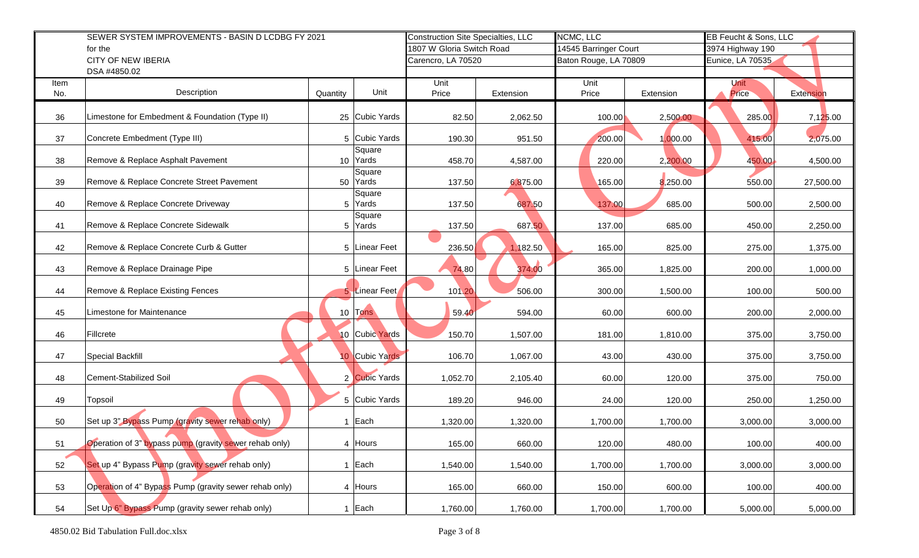| | SEWER SYSTEM IMPROVEMENTS - BASIN D LCDBG FY 2021 for the CITY OF NEW IBERIA DSA #4850.02 | | | Construction Site Specialties, LLC 1807 W Gloria Switch Road Carencro, LA 70520 | | NCMC, LLC 14545 Barringer Court Baton Rouge, LA 70809 | | EB Feucht & Sons, LLC 3974 Highway 190 Eunice, LA 70535 | |
|---|---|---|---|---|---|---|---|---|---|
| Item No. | Description | Quantity | Unit | Unit Price | Extension | Unit Price | Extension | Unit Price | Extension |
| 36 | Limestone for Embedment & Foundation (Type II) | 25 | Cubic Yards | 82.50 | 2,062.50 | 100.00 | 2,500.00 | 285.00 | 7,125.00 |
| 37 | Concrete Embedment (Type III) | 5 | Cubic Yards | 190.30 | 951.50 | 200.00 | 1,000.00 | 415.00 | 2,075.00 |
| 38 | Remove & Replace Asphalt Pavement | 10 | Square Yards | 458.70 | 4,587.00 | 220.00 | 2,200.00 | 450.00 | 4,500.00 |
| 39 | Remove & Replace Concrete Street Pavement | 50 | Square Yards | 137.50 | 6,875.00 | 165.00 | 8,250.00 | 550.00 | 27,500.00 |
| 40 | Remove & Replace Concrete Driveway | 5 | Square Yards | 137.50 | 687.50 | 137.00 | 685.00 | 500.00 | 2,500.00 |
| 41 | Remove & Replace Concrete Sidewalk | 5 | Square Yards | 137.50 | 687.50 | 137.00 | 685.00 | 450.00 | 2,250.00 |
| 42 | Remove & Replace Concrete Curb & Gutter | 5 | Linear Feet | 236.50 | 1,182.50 | 165.00 | 825.00 | 275.00 | 1,375.00 |
| 43 | Remove & Replace Drainage Pipe | 5 | Linear Feet | 74.80 | 374.00 | 365.00 | 1,825.00 | 200.00 | 1,000.00 |
| 44 | Remove & Replace Existing Fences | 5 | Linear Feet | 101.20 | 506.00 | 300.00 | 1,500.00 | 100.00 | 500.00 |
| 45 | Limestone for Maintenance | 10 | Tons | 59.40 | 594.00 | 60.00 | 600.00 | 200.00 | 2,000.00 |
| 46 | Fillcrete | 10 | Cubic Yards | 150.70 | 1,507.00 | 181.00 | 1,810.00 | 375.00 | 3,750.00 |
| 47 | Special Backfill | 10 | Cubic Yards | 106.70 | 1,067.00 | 43.00 | 430.00 | 375.00 | 3,750.00 |
| 48 | Cement-Stabilized Soil | 2 | Cubic Yards | 1,052.70 | 2,105.40 | 60.00 | 120.00 | 375.00 | 750.00 |
| 49 | Topsoil | 5 | Cubic Yards | 189.20 | 946.00 | 24.00 | 120.00 | 250.00 | 1,250.00 |
| 50 | Set up 3" Bypass Pump (gravity sewer rehab only) | 1 | Each | 1,320.00 | 1,320.00 | 1,700.00 | 1,700.00 | 3,000.00 | 3,000.00 |
| 51 | Operation of 3" bypass pump (gravity sewer rehab only) | 4 | Hours | 165.00 | 660.00 | 120.00 | 480.00 | 100.00 | 400.00 |
| 52 | Set up 4" Bypass Pump (gravity sewer rehab only) | 1 | Each | 1,540.00 | 1,540.00 | 1,700.00 | 1,700.00 | 3,000.00 | 3,000.00 |
| 53 | Operation of 4" Bypass Pump (gravity sewer rehab only) | 4 | Hours | 165.00 | 660.00 | 150.00 | 600.00 | 100.00 | 400.00 |
| 54 | Set Up 6" Bypass Pump (gravity sewer rehab only) | 1 | Each | 1,760.00 | 1,760.00 | 1,700.00 | 1,700.00 | 5,000.00 | 5,000.00 |

4850.02 Bid Tabulation Full.doc.xlsx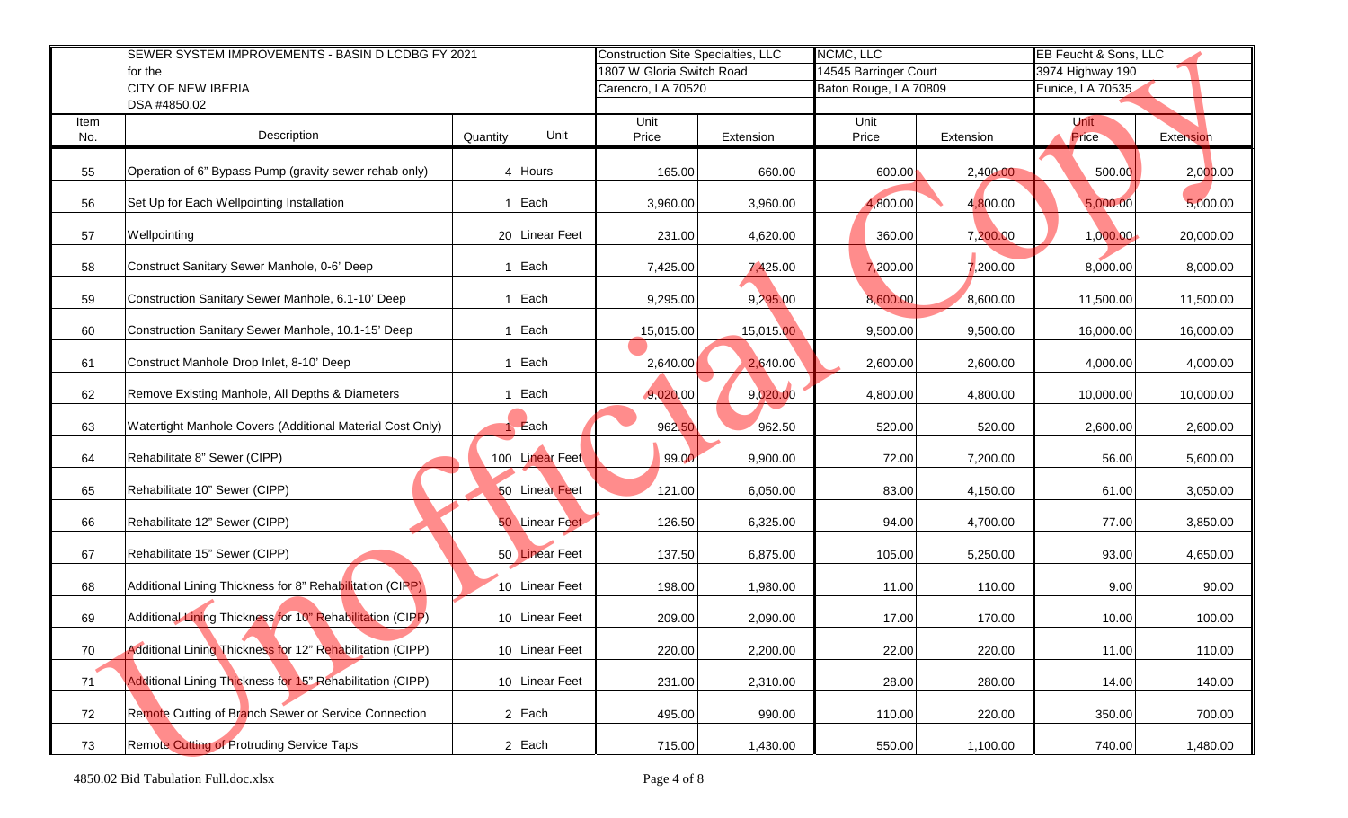| | SEWER SYSTEM IMPROVEMENTS - BASIN D LCDBG FY 2021 for the CITY OF NEW IBERIA DSA #4850.02 | | | Construction Site Specialties, LLC 1807 W Gloria Switch Road Carencro, LA 70520 | | NCMC, LLC 14545 Barringer Court Baton Rouge, LA 70809 | | EB Feucht & Sons, LLC 3974 Highway 190 Eunice, LA 70535 | |
|---|---|---|---|---|---|---|---|---|---|
| Item No. | Description | Quantity | Unit | Unit Price | Extension | Unit Price | Extension | Unit Price | Extension |
| 55 | Operation of 6" Bypass Pump (gravity sewer rehab only) | 4 | Hours | 165.00 | 660.00 | 600.00 | 2,400.00 | 500.00 | 2,000.00 |
| 56 | Set Up for Each Wellpointing Installation | 1 | Each | 3,960.00 | 3,960.00 | 4,800.00 | 4,800.00 | 5,000.00 | 5,000.00 |
| 57 | Wellpointing | 20 | Linear Feet | 231.00 | 4,620.00 | 360.00 | 7,200.00 | 1,000.00 | 20,000.00 |
| 58 | Construct Sanitary Sewer Manhole, 0-6' Deep | 1 | Each | 7,425.00 | 7,425.00 | 7,200.00 | 7,200.00 | 8,000.00 | 8,000.00 |
| 59 | Construction Sanitary Sewer Manhole, 6.1-10' Deep | 1 | Each | 9,295.00 | 9,295.00 | 8,600.00 | 8,600.00 | 11,500.00 | 11,500.00 |
| 60 | Construction Sanitary Sewer Manhole, 10.1-15' Deep | 1 | Each | 15,015.00 | 15,015.00 | 9,500.00 | 9,500.00 | 16,000.00 | 16,000.00 |
| 61 | Construct Manhole Drop Inlet, 8-10' Deep | 1 | Each | 2,640.00 | 2,640.00 | 2,600.00 | 2,600.00 | 4,000.00 | 4,000.00 |
| 62 | Remove Existing Manhole, All Depths & Diameters | 1 | Each | 9,020.00 | 9,020.00 | 4,800.00 | 4,800.00 | 10,000.00 | 10,000.00 |
| 63 | Watertight Manhole Covers (Additional Material Cost Only) | 1 | Each | 962.50 | 962.50 | 520.00 | 520.00 | 2,600.00 | 2,600.00 |
| 64 | Rehabilitate 8" Sewer (CIPP) | 100 | Linear Feet | 99.00 | 9,900.00 | 72.00 | 7,200.00 | 56.00 | 5,600.00 |
| 65 | Rehabilitate 10" Sewer (CIPP) | 50 | Linear Feet | 121.00 | 6,050.00 | 83.00 | 4,150.00 | 61.00 | 3,050.00 |
| 66 | Rehabilitate 12" Sewer (CIPP) | 50 | Linear Feet | 126.50 | 6,325.00 | 94.00 | 4,700.00 | 77.00 | 3,850.00 |
| 67 | Rehabilitate 15" Sewer (CIPP) | 50 | Linear Feet | 137.50 | 6,875.00 | 105.00 | 5,250.00 | 93.00 | 4,650.00 |
| 68 | Additional Lining Thickness for 8" Rehabilitation (CIPP) | 10 | Linear Feet | 198.00 | 1,980.00 | 11.00 | 110.00 | 9.00 | 90.00 |
| 69 | Additional Lining Thickness for 10" Rehabilitation (CIPP) | 10 | Linear Feet | 209.00 | 2,090.00 | 17.00 | 170.00 | 10.00 | 100.00 |
| 70 | Additional Lining Thickness for 12" Rehabilitation (CIPP) | 10 | Linear Feet | 220.00 | 2,200.00 | 22.00 | 220.00 | 11.00 | 110.00 |
| 71 | Additional Lining Thickness for 15" Rehabilitation (CIPP) | 10 | Linear Feet | 231.00 | 2,310.00 | 28.00 | 280.00 | 14.00 | 140.00 |
| 72 | Remote Cutting of Branch Sewer or Service Connection | 2 | Each | 495.00 | 990.00 | 110.00 | 220.00 | 350.00 | 700.00 |
| 73 | Remote Cutting of Protruding Service Taps | 2 | Each | 715.00 | 1,430.00 | 550.00 | 1,100.00 | 740.00 | 1,480.00 |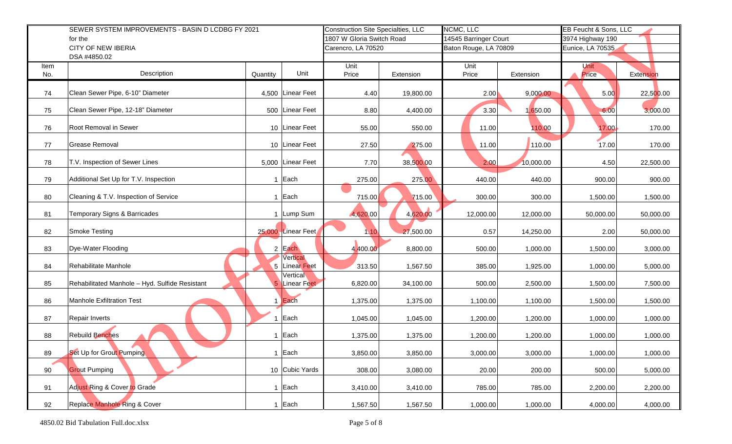| | SEWER SYSTEM IMPROVEMENTS - BASIN D LCDBG FY 2021 for the CITY OF NEW IBERIA DSA #4850.02 | | | Construction Site Specialties, LLC 1807 W Gloria Switch Road Carencro, LA 70520 | | NCMC, LLC 14545 Barringer Court Baton Rouge, LA 70809 | | EB Feucht & Sons, LLC 3974 Highway 190 Eunice, LA 70535 | |
|---|---|---|---|---|---|---|---|---|---|
| Item No. | Description | Quantity | Unit | Unit Price | Extension | Unit Price | Extension | Unit Price | Extension |
| 74 | Clean Sewer Pipe, 6-10" Diameter | 4,500 | Linear Feet | 4.40 | 19,800.00 | 2.00 | 9,000.00 | 5.00 | 22,500.00 |
| 75 | Clean Sewer Pipe, 12-18" Diameter | 500 | Linear Feet | 8.80 | 4,400.00 | 3.30 | 1,650.00 | 6.00 | 3,000.00 |
| 76 | Root Removal in Sewer | 10 | Linear Feet | 55.00 | 550.00 | 11.00 | 110.00 | 17.00 | 170.00 |
| 77 | Grease Removal | 10 | Linear Feet | 27.50 | 275.00 | 11.00 | 110.00 | 17.00 | 170.00 |
| 78 | T.V. Inspection of Sewer Lines | 5,000 | Linear Feet | 7.70 | 38,500.00 | 2.00 | 10,000.00 | 4.50 | 22,500.00 |
| 79 | Additional Set Up for T.V. Inspection | 1 | Each | 275.00 | 275.00 | 440.00 | 440.00 | 900.00 | 900.00 |
| 80 | Cleaning & T.V. Inspection of Service | 1 | Each | 715.00 | 715.00 | 300.00 | 300.00 | 1,500.00 | 1,500.00 |
| 81 | Temporary Signs & Barricades | 1 | Lump Sum | 4,620.00 | 4,620.00 | 12,000.00 | 12,000.00 | 50,000.00 | 50,000.00 |
| 82 | Smoke Testing | 25,000 | Linear Feet | 1.10 | 27,500.00 | 0.57 | 14,250.00 | 2.00 | 50,000.00 |
| 83 | Dye-Water Flooding | 2 | Each | 4,400.00 | 8,800.00 | 500.00 | 1,000.00 | 1,500.00 | 3,000.00 |
| 84 | Rehabilitate Manhole | 5 | Vertical Linear Feet | 313.50 | 1,567.50 | 385.00 | 1,925.00 | 1,000.00 | 5,000.00 |
| 85 | Rehabilitated Manhole – Hyd. Sulfide Resistant | 5 | Vertical Linear Feet | 6,820.00 | 34,100.00 | 500.00 | 2,500.00 | 1,500.00 | 7,500.00 |
| 86 | Manhole Exfiltration Test | 1 | Each | 1,375.00 | 1,375.00 | 1,100.00 | 1,100.00 | 1,500.00 | 1,500.00 |
| 87 | Repair Inverts | 1 | Each | 1,045.00 | 1,045.00 | 1,200.00 | 1,200.00 | 1,000.00 | 1,000.00 |
| 88 | Rebuild Benches | 1 | Each | 1,375.00 | 1,375.00 | 1,200.00 | 1,200.00 | 1,000.00 | 1,000.00 |
| 89 | Set Up for Grout Pumping | 1 | Each | 3,850.00 | 3,850.00 | 3,000.00 | 3,000.00 | 1,000.00 | 1,000.00 |
| 90 | Grout Pumping | 10 | Cubic Yards | 308.00 | 3,080.00 | 20.00 | 200.00 | 500.00 | 5,000.00 |
| 91 | Adjust Ring & Cover to Grade | 1 | Each | 3,410.00 | 3,410.00 | 785.00 | 785.00 | 2,200.00 | 2,200.00 |
| 92 | Replace Manhole Ring & Cover | 1 | Each | 1,567.50 | 1,567.50 | 1,000.00 | 1,000.00 | 4,000.00 | 4,000.00 |

4850.02 Bid Tabulation Full.doc.xlsx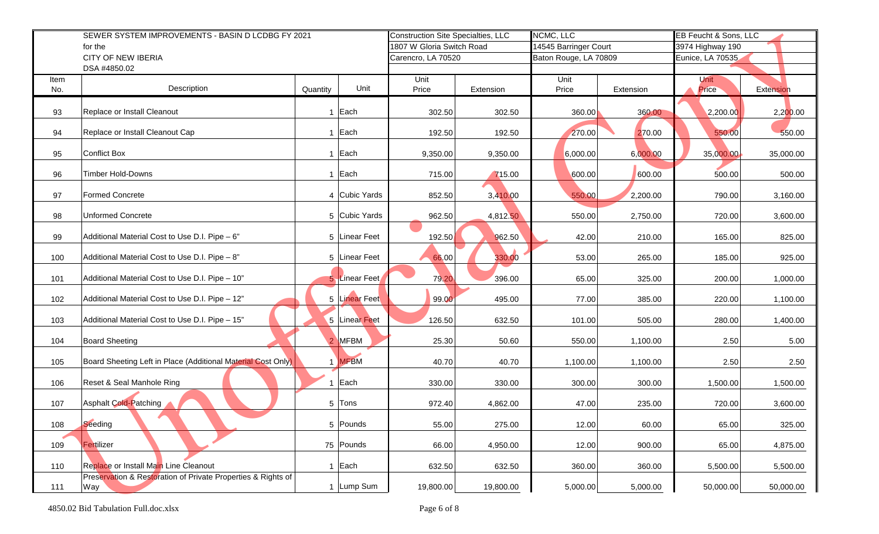| Item No. | SEWER SYSTEM IMPROVEMENTS - BASIN D LCDBG FY 2021 for the CITY OF NEW IBERIA DSA #4850.02 Description | Quantity | Unit | Construction Site Specialties, LLC 1807 W Gloria Switch Road Carencro, LA 70520 Unit Price | Extension | NCMC, LLC 14545 Barringer Court Baton Rouge, LA 70809 Unit Price | Extension | EB Feucht & Sons, LLC 3974 Highway 190 Eunice, LA 70535 Unit Price | Extension |
|---|---|---|---|---|---|---|---|---|---|
| 93 | Replace or Install Cleanout | 1 | Each | 302.50 | 302.50 | 360.00 | 360.00 | 2,200.00 | 2,200.00 |
| 94 | Replace or Install Cleanout Cap | 1 | Each | 192.50 | 192.50 | 270.00 | 270.00 | 550.00 | 550.00 |
| 95 | Conflict Box | 1 | Each | 9,350.00 | 9,350.00 | 6,000.00 | 6,000.00 | 35,000.00 | 35,000.00 |
| 96 | Timber Hold-Downs | 1 | Each | 715.00 | 715.00 | 600.00 | 600.00 | 500.00 | 500.00 |
| 97 | Formed Concrete | 4 | Cubic Yards | 852.50 | 3,410.00 | 550.00 | 2,200.00 | 790.00 | 3,160.00 |
| 98 | Unformed Concrete | 5 | Cubic Yards | 962.50 | 4,812.50 | 550.00 | 2,750.00 | 720.00 | 3,600.00 |
| 99 | Additional Material Cost to Use D.I. Pipe – 6" | 5 | Linear Feet | 192.50 | 962.50 | 42.00 | 210.00 | 165.00 | 825.00 |
| 100 | Additional Material Cost to Use D.I. Pipe – 8" | 5 | Linear Feet | 66.00 | 330.00 | 53.00 | 265.00 | 185.00 | 925.00 |
| 101 | Additional Material Cost to Use D.I. Pipe – 10" | 5 | Linear Feet | 79.20 | 396.00 | 65.00 | 325.00 | 200.00 | 1,000.00 |
| 102 | Additional Material Cost to Use D.I. Pipe – 12" | 5 | Linear Feet | 99.00 | 495.00 | 77.00 | 385.00 | 220.00 | 1,100.00 |
| 103 | Additional Material Cost to Use D.I. Pipe – 15" | 5 | Linear Feet | 126.50 | 632.50 | 101.00 | 505.00 | 280.00 | 1,400.00 |
| 104 | Board Sheeting | 2 | MFBM | 25.30 | 50.60 | 550.00 | 1,100.00 | 2.50 | 5.00 |
| 105 | Board Sheeting Left in Place (Additional Material Cost Only) | 1 | MFBM | 40.70 | 40.70 | 1,100.00 | 1,100.00 | 2.50 | 2.50 |
| 106 | Reset & Seal Manhole Ring | 1 | Each | 330.00 | 330.00 | 300.00 | 300.00 | 1,500.00 | 1,500.00 |
| 107 | Asphalt Cold-Patching | 5 | Tons | 972.40 | 4,862.00 | 47.00 | 235.00 | 720.00 | 3,600.00 |
| 108 | Seeding | 5 | Pounds | 55.00 | 275.00 | 12.00 | 60.00 | 65.00 | 325.00 |
| 109 | Fertilizer | 75 | Pounds | 66.00 | 4,950.00 | 12.00 | 900.00 | 65.00 | 4,875.00 |
| 110 | Replace or Install Main Line Cleanout | 1 | Each | 632.50 | 632.50 | 360.00 | 360.00 | 5,500.00 | 5,500.00 |
| 111 | Preservation & Restoration of Private Properties & Rights of Way | 1 | Lump Sum | 19,800.00 | 19,800.00 | 5,000.00 | 5,000.00 | 50,000.00 | 50,000.00 |

4850.02 Bid Tabulation Full.doc.xlsx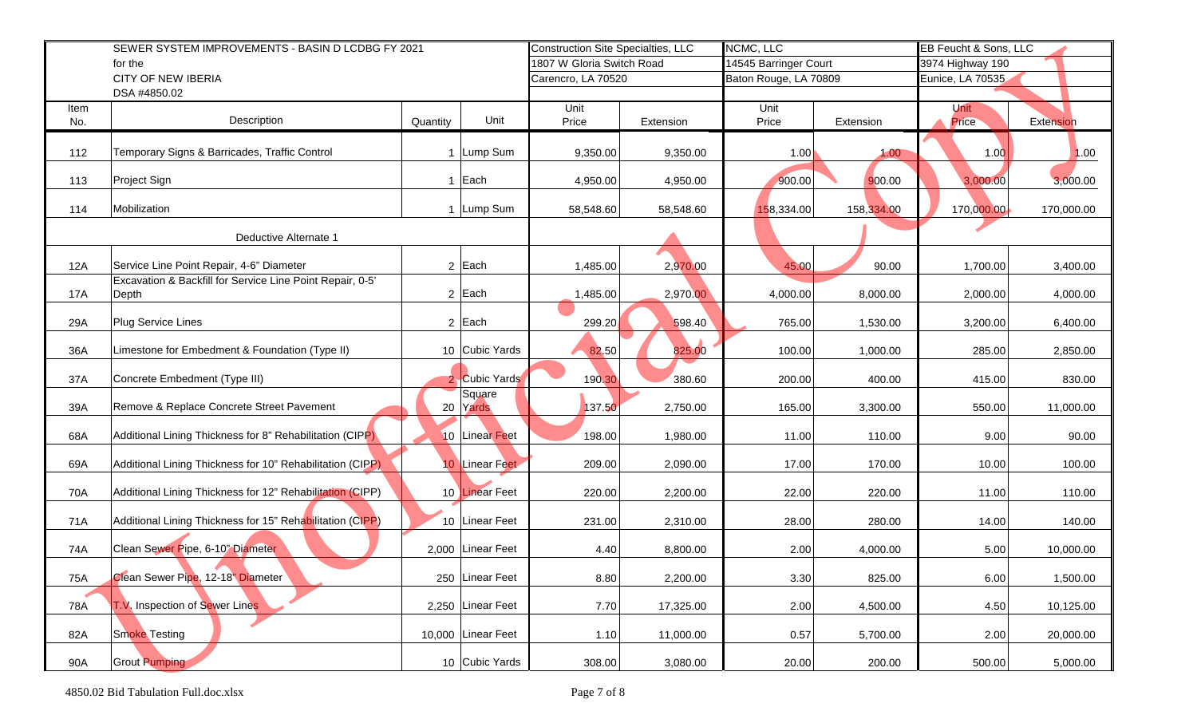| | SEWER SYSTEM IMPROVEMENTS - BASIN D LCDBG FY 2021 for the CITY OF NEW IBERIA DSA #4850.02 | | | Construction Site Specialties, LLC 1807 W Gloria Switch Road Carencro, LA 70520 | | NCMC, LLC 14545 Barringer Court Baton Rouge, LA 70809 | | EB Feucht & Sons, LLC 3974 Highway 190 Eunice, LA 70535 | |
|---|---|---|---|---|---|---|---|---|---|
| Item No. | Description | Quantity | Unit | Unit Price | Extension | Unit Price | Extension | Unit Price | Extension |
| 112 | Temporary Signs & Barricades, Traffic Control | 1 | Lump Sum | 9,350.00 | 9,350.00 | 1.00 | 1.00 | 1.00 | 1.00 |
| 113 | Project Sign | 1 | Each | 4,950.00 | 4,950.00 | 900.00 | 900.00 | 3,000.00 | 3,000.00 |
| 114 | Mobilization | 1 | Lump Sum | 58,548.60 | 58,548.60 | 158,334.00 | 158,334.00 | 170,000.00 | 170,000.00 |
| | Deductive Alternate 1 | | | | | | | | |
| 12A | Service Line Point Repair, 4-6" Diameter | 2 | Each | 1,485.00 | 2,970.00 | 45.00 | 90.00 | 1,700.00 | 3,400.00 |
| 17A | Excavation & Backfill for Service Line Point Repair, 0-5' Depth | 2 | Each | 1,485.00 | 2,970.00 | 4,000.00 | 8,000.00 | 2,000.00 | 4,000.00 |
| 29A | Plug Service Lines | 2 | Each | 299.20 | 598.40 | 765.00 | 1,530.00 | 3,200.00 | 6,400.00 |
| 36A | Limestone for Embedment & Foundation (Type II) | 10 | Cubic Yards | 82.50 | 825.00 | 100.00 | 1,000.00 | 285.00 | 2,850.00 |
| 37A | Concrete Embedment (Type III) | 2 | Cubic Yards | 190.30 | 380.60 | 200.00 | 400.00 | 415.00 | 830.00 |
| 39A | Remove & Replace Concrete Street Pavement | 20 | Square Yards | 137.50 | 2,750.00 | 165.00 | 3,300.00 | 550.00 | 11,000.00 |
| 68A | Additional Lining Thickness for 8" Rehabilitation (CIPP) | 10 | Linear Feet | 198.00 | 1,980.00 | 11.00 | 110.00 | 9.00 | 90.00 |
| 69A | Additional Lining Thickness for 10" Rehabilitation (CIPP) | 10 | Linear Feet | 209.00 | 2,090.00 | 17.00 | 170.00 | 10.00 | 100.00 |
| 70A | Additional Lining Thickness for 12" Rehabilitation (CIPP) | 10 | Linear Feet | 220.00 | 2,200.00 | 22.00 | 220.00 | 11.00 | 110.00 |
| 71A | Additional Lining Thickness for 15" Rehabilitation (CIPP) | 10 | Linear Feet | 231.00 | 2,310.00 | 28.00 | 280.00 | 14.00 | 140.00 |
| 74A | Clean Sewer Pipe, 6-10" Diameter | 2,000 | Linear Feet | 4.40 | 8,800.00 | 2.00 | 4,000.00 | 5.00 | 10,000.00 |
| 75A | Clean Sewer Pipe, 12-18" Diameter | 250 | Linear Feet | 8.80 | 2,200.00 | 3.30 | 825.00 | 6.00 | 1,500.00 |
| 78A | T.V. Inspection of Sewer Lines | 2,250 | Linear Feet | 7.70 | 17,325.00 | 2.00 | 4,500.00 | 4.50 | 10,125.00 |
| 82A | Smoke Testing | 10,000 | Linear Feet | 1.10 | 11,000.00 | 0.57 | 5,700.00 | 2.00 | 20,000.00 |
| 90A | Grout Pumping | 10 | Cubic Yards | 308.00 | 3,080.00 | 20.00 | 200.00 | 500.00 | 5,000.00 |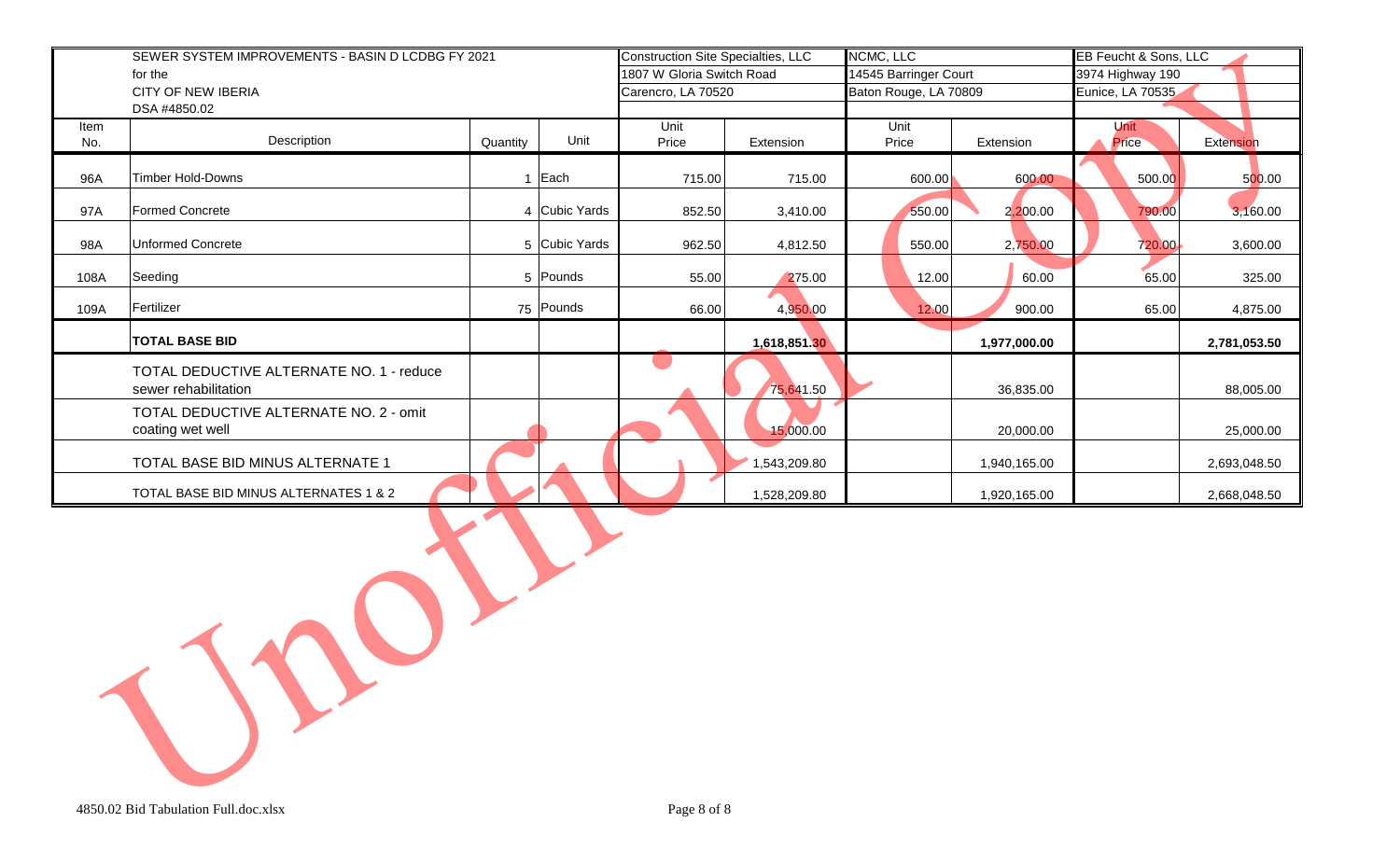| | SEWER SYSTEM IMPROVEMENTS - BASIN D LCDBG FY 2021<br>for the<br>CITY OF NEW IBERIA<br>DSA #4850.02 | | | Construction Site Specialties, LLC<br>1807 W Gloria Switch Road<br>Carencro, LA 70520 | | NCMC, LLC<br>14545 Barringer Court<br>Baton Rouge, LA 70809 | | EB Feucht & Sons, LLC<br>3974 Highway 190<br>Eunice, LA 70535 | |
|---|---|---|---|---|---|---|---|---|---|
| Item No. | Description | Quantity | Unit | Unit Price | Extension | Unit Price | Extension | Unit Price | Extension |
| 96A | Timber Hold-Downs | 1 | Each | 715.00 | 715.00 | 600.00 | 600.00 | 500.00 | 500.00 |
| 97A | Formed Concrete | 4 | Cubic Yards | 852.50 | 3,410.00 | 550.00 | 2,200.00 | 790.00 | 3,160.00 |
| 98A | Unformed Concrete | 5 | Cubic Yards | 962.50 | 4,812.50 | 550.00 | 2,750.00 | 720.00 | 3,600.00 |
| 108A | Seeding | 5 | Pounds | 55.00 | 275.00 | 12.00 | 60.00 | 65.00 | 325.00 |
| 109A | Fertilizer | 75 | Pounds | 66.00 | 4,950.00 | 12.00 | 900.00 | 65.00 | 4,875.00 |
| | **TOTAL BASE BID** | | | | **1,618,851.30** | | **1,977,000.00** | | **2,781,053.50** |
| | TOTAL DEDUCTIVE ALTERNATE NO. 1 - reduce sewer rehabilitation | | | | 75,641.50 | | 36,835.00 | | 88,005.00 |
| | TOTAL DEDUCTIVE ALTERNATE NO. 2 - omit coating wet well | | | | 15,000.00 | | 20,000.00 | | 25,000.00 |
| | TOTAL BASE BID MINUS ALTERNATE 1 | | | | 1,543,209.80 | | 1,940,165.00 | | 2,693,048.50 |
| | TOTAL BASE BID MINUS ALTERNATES 1 & 2 | | | | 1,528,209.80 | | 1,920,165.00 | | 2,668,048.50 |

Unofficial Copy

4850.02 Bid Tabulation Full.doc.xlsx